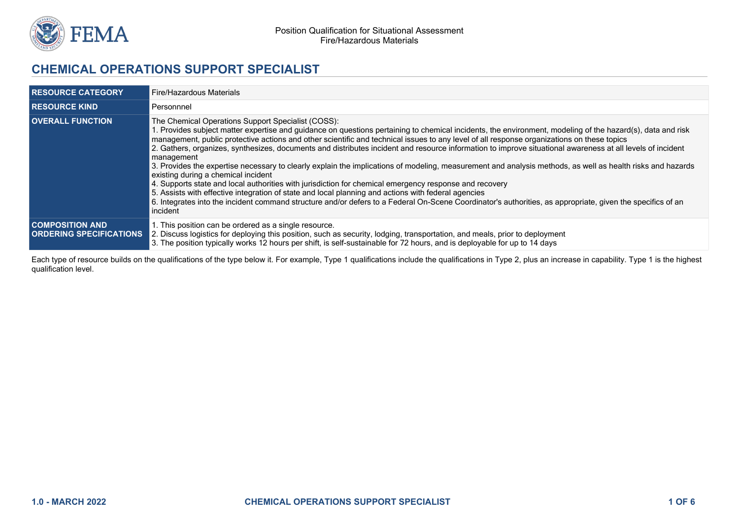# CHEMICAL OPERATIONS SUPPORT SPECIALIST

| | |
|---|---|
| **RESOURCE CATEGORY** | Fire/Hazardous Materials |
| **RESOURCE KIND** | Personnnel |
| **OVERALL FUNCTION** | The Chemical Operations Support Specialist (COSS):<br>1. Provides subject matter expertise and guidance on questions pertaining to chemical incidents, the environment, modeling of the hazard(s), data and risk management, public protective actions and other scientific and technical issues to any level of all response organizations on these topics<br>2. Gathers, organizes, synthesizes, documents and distributes incident and resource information to improve situational awareness at all levels of incident management<br>3. Provides the expertise necessary to clearly explain the implications of modeling, measurement and analysis methods, as well as health risks and hazards existing during a chemical incident<br>4. Supports state and local authorities with jurisdiction for chemical emergency response and recovery<br>5. Assists with effective integration of state and local planning and actions with federal agencies<br>6. Integrates into the incident command structure and/or defers to a Federal On-Scene Coordinator's authorities, as appropriate, given the specifics of an incident |
| **COMPOSITION AND ORDERING SPECIFICATIONS** | 1. This position can be ordered as a single resource.<br>2. Discuss logistics for deploying this position, such as security, lodging, transportation, and meals, prior to deployment<br>3. The position typically works 12 hours per shift, is self-sustainable for 72 hours, and is deployable for up to 14 days |

Each type of resource builds on the qualifications of the type below it. For example, Type 1 qualifications include the qualifications in Type 2, plus an increase in capability. Type 1 is the highest qualification level.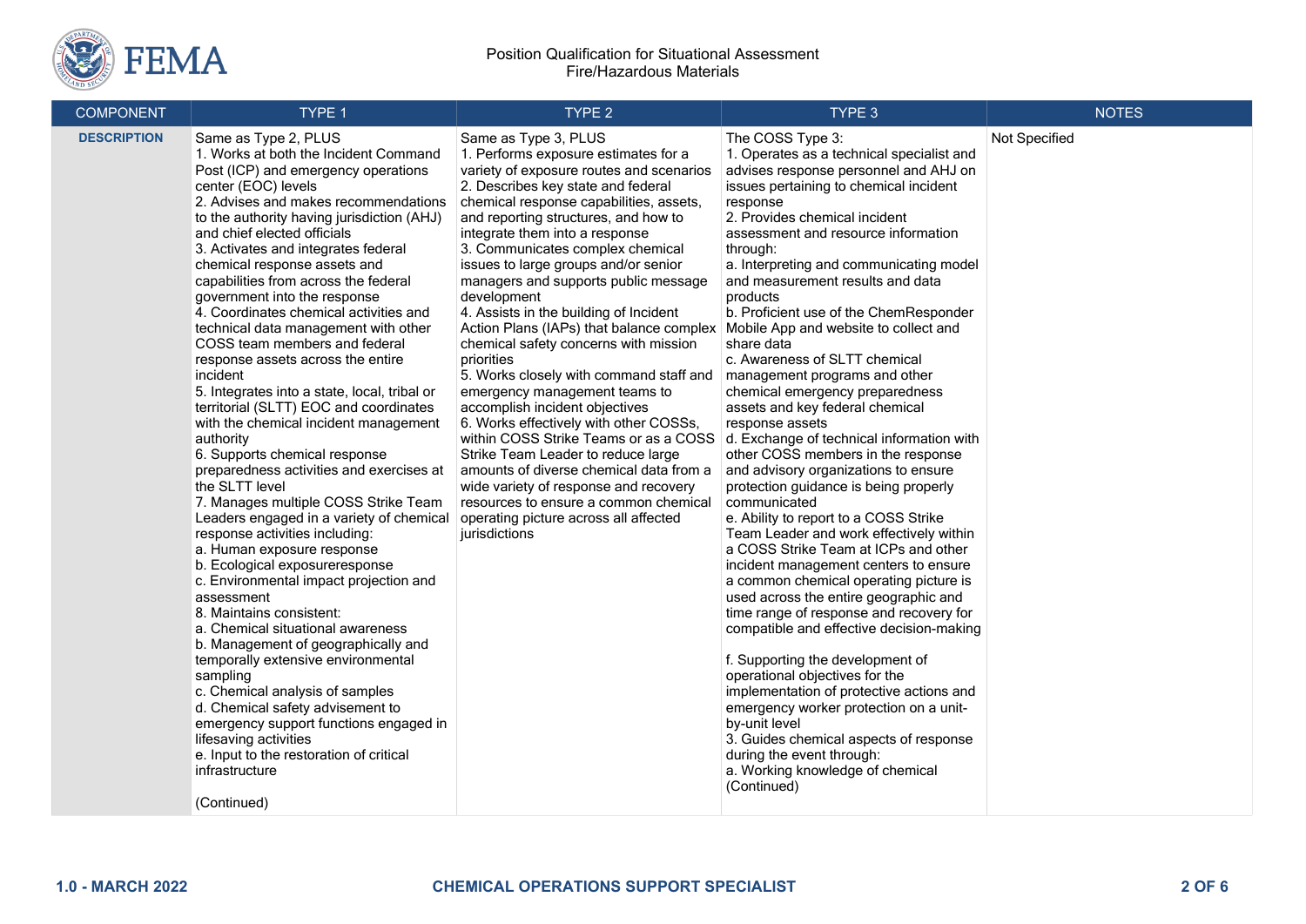Position Qualification for Situational Assessment
Fire/Hazardous Materials

| COMPONENT | TYPE 1 | TYPE 2 | TYPE 3 | NOTES |
|---|---|---|---|---|
| **DESCRIPTION** | Same as Type 2, PLUS<br>1. Works at both the Incident Command Post (ICP) and emergency operations center (EOC) levels<br>2. Advises and makes recommendations to the authority having jurisdiction (AHJ) and chief elected officials<br>3. Activates and integrates federal chemical response assets and capabilities from across the federal government into the response<br>4. Coordinates chemical activities and technical data management with other COSS team members and federal response assets across the entire incident<br>5. Integrates into a state, local, tribal or territorial (SLTT) EOC and coordinates with the chemical incident management authority<br>6. Supports chemical response preparedness activities and exercises at the SLTT level<br>7. Manages multiple COSS Strike Team Leaders engaged in a variety of chemical response activities including:<br>a. Human exposure response<br>b. Ecological exposureresponse<br>c. Environmental impact projection and assessment<br>8. Maintains consistent:<br>a. Chemical situational awareness<br>b. Management of geographically and temporally extensive environmental sampling<br>c. Chemical analysis of samples<br>d. Chemical safety advisement to emergency support functions engaged in lifesaving activities<br>e. Input to the restoration of critical infrastructure<br><br>(Continued) | Same as Type 3, PLUS<br>1. Performs exposure estimates for a variety of exposure routes and scenarios<br>2. Describes key state and federal chemical response capabilities, assets, and reporting structures, and how to integrate them into a response<br>3. Communicates complex chemical issues to large groups and/or senior managers and supports public message development<br>4. Assists in the building of Incident Action Plans (IAPs) that balance complex chemical safety concerns with mission priorities<br>5. Works closely with command staff and emergency management teams to accomplish incident objectives<br>6. Works effectively with other COSSs, within COSS Strike Teams or as a COSS Strike Team Leader to reduce large amounts of diverse chemical data from a wide variety of response and recovery resources to ensure a common chemical operating picture across all affected jurisdictions | The COSS Type 3:<br>1. Operates as a technical specialist and advises response personnel and AHJ on issues pertaining to chemical incident response<br>2. Provides chemical incident assessment and resource information through:<br>a. Interpreting and communicating model and measurement results and data products<br>b. Proficient use of the ChemResponder Mobile App and website to collect and share data<br>c. Awareness of SLTT chemical management programs and other chemical emergency preparedness assets and key federal chemical response assets<br>d. Exchange of technical information with other COSS members in the response and advisory organizations to ensure protection guidance is being properly communicated<br>e. Ability to report to a COSS Strike Team Leader and work effectively within a COSS Strike Team at ICPs and other incident management centers to ensure a common chemical operating picture is used across the entire geographic and time range of response and recovery for compatible and effective decision-making<br><br>f. Supporting the development of operational objectives for the implementation of protective actions and emergency worker protection on a unit-by-unit level<br>3. Guides chemical aspects of response during the event through:<br>a. Working knowledge of chemical<br>(Continued) | Not Specified |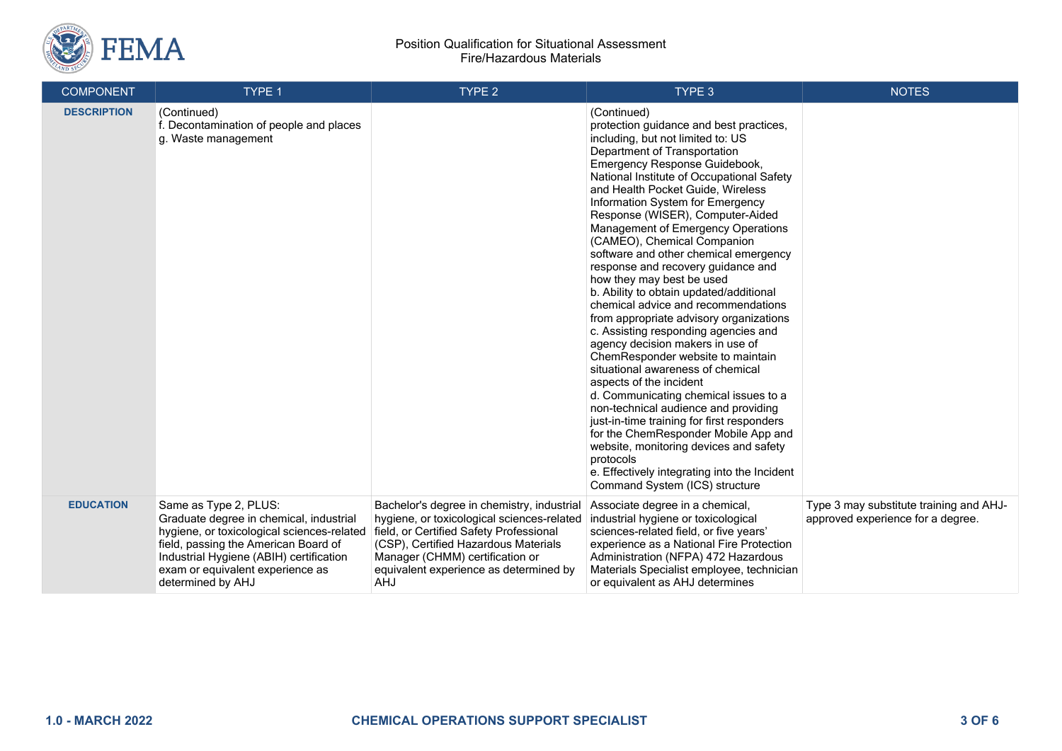| COMPONENT | TYPE 1 | TYPE 2 | TYPE 3 | NOTES |
|---|---|---|---|---|
| **DESCRIPTION** | (Continued)<br>f. Decontamination of people and places<br>g. Waste management | | (Continued)<br>protection guidance and best practices, including, but not limited to: US Department of Transportation Emergency Response Guidebook, National Institute of Occupational Safety and Health Pocket Guide, Wireless Information System for Emergency Response (WISER), Computer-Aided Management of Emergency Operations (CAMEO), Chemical Companion software and other chemical emergency response and recovery guidance and how they may best be used<br>b. Ability to obtain updated/additional chemical advice and recommendations from appropriate advisory organizations<br>c. Assisting responding agencies and agency decision makers in use of ChemResponder website to maintain situational awareness of chemical aspects of the incident<br>d. Communicating chemical issues to a non-technical audience and providing just-in-time training for first responders for the ChemResponder Mobile App and website, monitoring devices and safety protocols<br>e. Effectively integrating into the Incident Command System (ICS) structure | |
| **EDUCATION** | Same as Type 2, PLUS:<br>Graduate degree in chemical, industrial hygiene, or toxicological sciences-related field, passing the American Board of Industrial Hygiene (ABIH) certification exam or equivalent experience as determined by AHJ | Bachelor's degree in chemistry, industrial hygiene, or toxicological sciences-related field, or Certified Safety Professional (CSP), Certified Hazardous Materials Manager (CHMM) certification or equivalent experience as determined by AHJ | Associate degree in a chemical, industrial hygiene or toxicological sciences-related field, or five years' experience as a National Fire Protection Administration (NFPA) 472 Hazardous Materials Specialist employee, technician or equivalent as AHJ determines | Type 3 may substitute training and AHJ-approved experience for a degree. |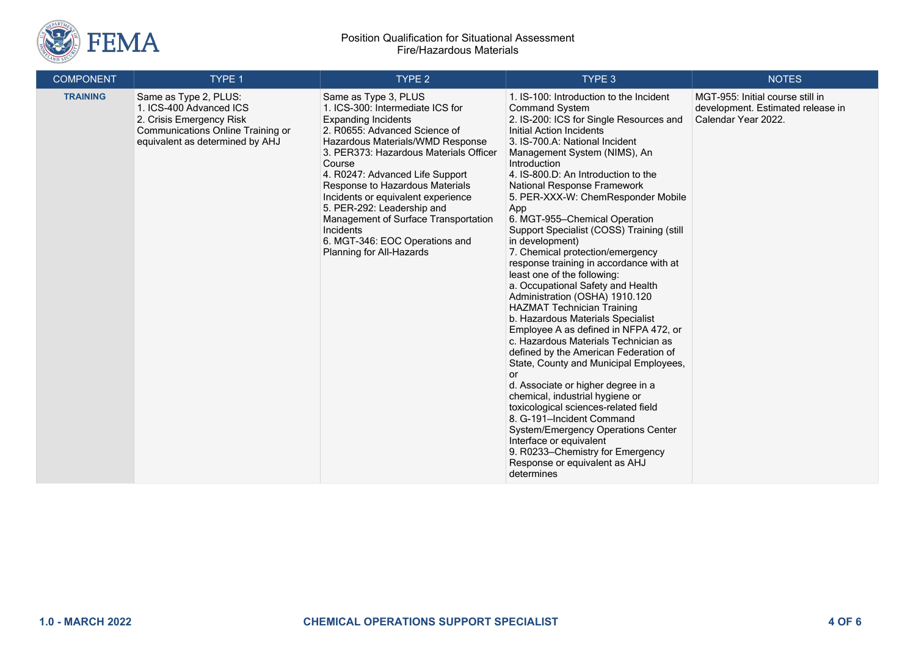| COMPONENT | TYPE 1 | TYPE 2 | TYPE 3 | NOTES |
|---|---|---|---|---|
| **TRAINING** | Same as Type 2, PLUS:<br>1. ICS-400 Advanced ICS<br>2. Crisis Emergency Risk Communications Online Training or equivalent as determined by AHJ | Same as Type 3, PLUS<br>1. ICS-300: Intermediate ICS for Expanding Incidents<br>2. R0655: Advanced Science of Hazardous Materials/WMD Response<br>3. PER373: Hazardous Materials Officer Course<br>4. R0247: Advanced Life Support Response to Hazardous Materials Incidents or equivalent experience<br>5. PER-292: Leadership and Management of Surface Transportation Incidents<br>6. MGT-346: EOC Operations and Planning for All-Hazards | 1. IS-100: Introduction to the Incident Command System<br>2. IS-200: ICS for Single Resources and Initial Action Incidents<br>3. IS-700.A: National Incident Management System (NIMS), An Introduction<br>4. IS-800.D: An Introduction to the National Response Framework<br>5. PER-XXX-W: ChemResponder Mobile App<br>6. MGT-955–Chemical Operation Support Specialist (COSS) Training (still in development)<br>7. Chemical protection/emergency response training in accordance with at least one of the following:<br>a. Occupational Safety and Health Administration (OSHA) 1910.120 HAZMAT Technician Training<br>b. Hazardous Materials Specialist Employee A as defined in NFPA 472, or<br>c. Hazardous Materials Technician as defined by the American Federation of State, County and Municipal Employees, or<br>d. Associate or higher degree in a chemical, industrial hygiene or toxicological sciences-related field<br>8. G-191–Incident Command System/Emergency Operations Center Interface or equivalent<br>9. R0233–Chemistry for Emergency Response or equivalent as AHJ determines | MGT-955: Initial course still in development. Estimated release in Calendar Year 2022. |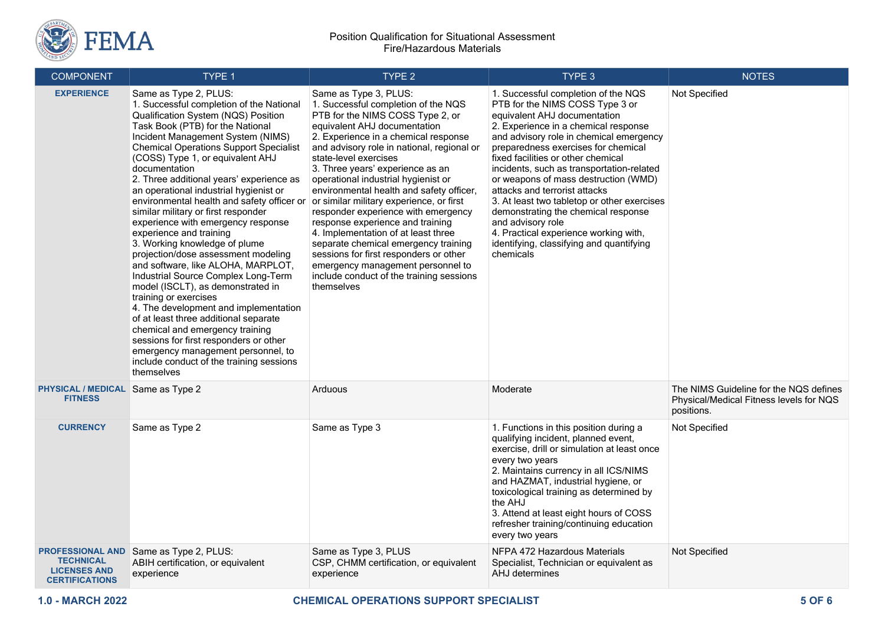Position Qualification for Situational Assessment
Fire/Hazardous Materials

| COMPONENT | TYPE 1 | TYPE 2 | TYPE 3 | NOTES |
| --- | --- | --- | --- | --- |
| **EXPERIENCE** | Same as Type 2, PLUS:<br>1. Successful completion of the National Qualification System (NQS) Position Task Book (PTB) for the National Incident Management System (NIMS) Chemical Operations Support Specialist (COSS) Type 1, or equivalent AHJ documentation<br>2. Three additional years' experience as an operational industrial hygienist or environmental health and safety officer or similar military or first responder experience with emergency response experience and training<br>3. Working knowledge of plume projection/dose assessment modeling and software, like ALOHA, MARPLOT, Industrial Source Complex Long-Term model (ISCLT), as demonstrated in training or exercises<br>4. The development and implementation of at least three additional separate chemical and emergency training sessions for first responders or other emergency management personnel, to include conduct of the training sessions themselves | Same as Type 3, PLUS:<br>1. Successful completion of the NQS PTB for the NIMS COSS Type 2, or equivalent AHJ documentation<br>2. Experience in a chemical response and advisory role in national, regional or state-level exercises<br>3. Three years' experience as an operational industrial hygienist or environmental health and safety officer, or similar military experience, or first responder experience with emergency response experience and training<br>4. Implementation of at least three separate chemical emergency training sessions for first responders or other emergency management personnel to include conduct of the training sessions themselves | 1. Successful completion of the NQS PTB for the NIMS COSS Type 3 or equivalent AHJ documentation<br>2. Experience in a chemical response and advisory role in chemical emergency preparedness exercises for chemical fixed facilities or other chemical incidents, such as transportation-related or weapons of mass destruction (WMD) attacks and terrorist attacks<br>3. At least two tabletop or other exercises demonstrating the chemical response and advisory role<br>4. Practical experience working with, identifying, classifying and quantifying chemicals | Not Specified |
| **PHYSICAL / MEDICAL FITNESS** | Same as Type 2 | Arduous | Moderate | The NIMS Guideline for the NQS defines Physical/Medical Fitness levels for NQS positions. |
| **CURRENCY** | Same as Type 2 | Same as Type 3 | 1. Functions in this position during a qualifying incident, planned event, exercise, drill or simulation at least once every two years<br>2. Maintains currency in all ICS/NIMS and HAZMAT, industrial hygiene, or toxicological training as determined by the AHJ<br>3. Attend at least eight hours of COSS refresher training/continuing education every two years | Not Specified |
| **PROFESSIONAL AND TECHNICAL LICENSES AND CERTIFICATIONS** | Same as Type 2, PLUS:<br>ABIH certification, or equivalent experience | Same as Type 3, PLUS<br>CSP, CHMM certification, or equivalent experience | NFPA 472 Hazardous Materials Specialist, Technician or equivalent as AHJ determines | Not Specified |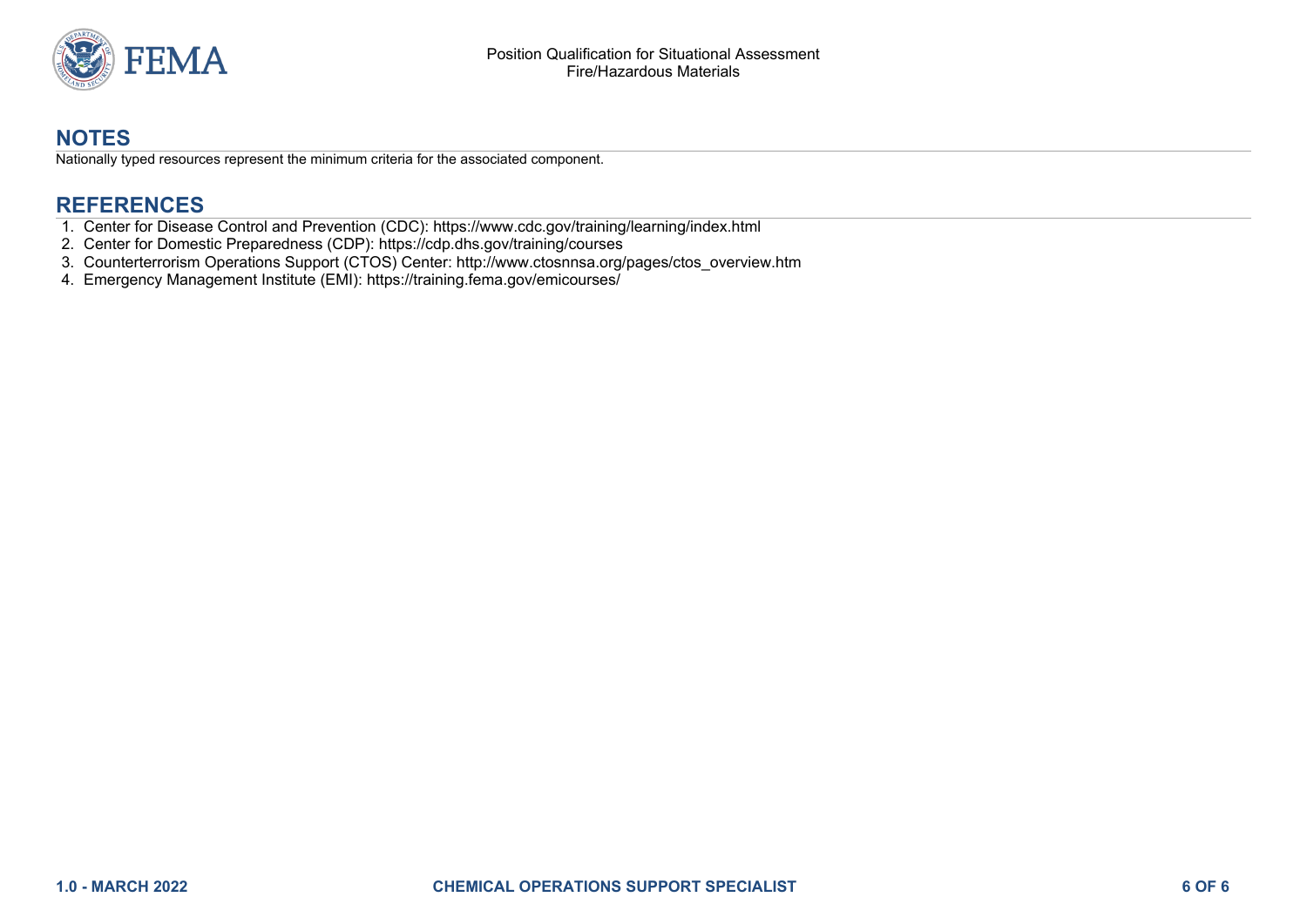## NOTES

Nationally typed resources represent the minimum criteria for the associated component.

## REFERENCES

1. Center for Disease Control and Prevention (CDC): https://www.cdc.gov/training/learning/index.html
2. Center for Domestic Preparedness (CDP): https://cdp.dhs.gov/training/courses
3. Counterterrorism Operations Support (CTOS) Center: http://www.ctosnnsa.org/pages/ctos_overview.htm
4. Emergency Management Institute (EMI): https://training.fema.gov/emicourses/